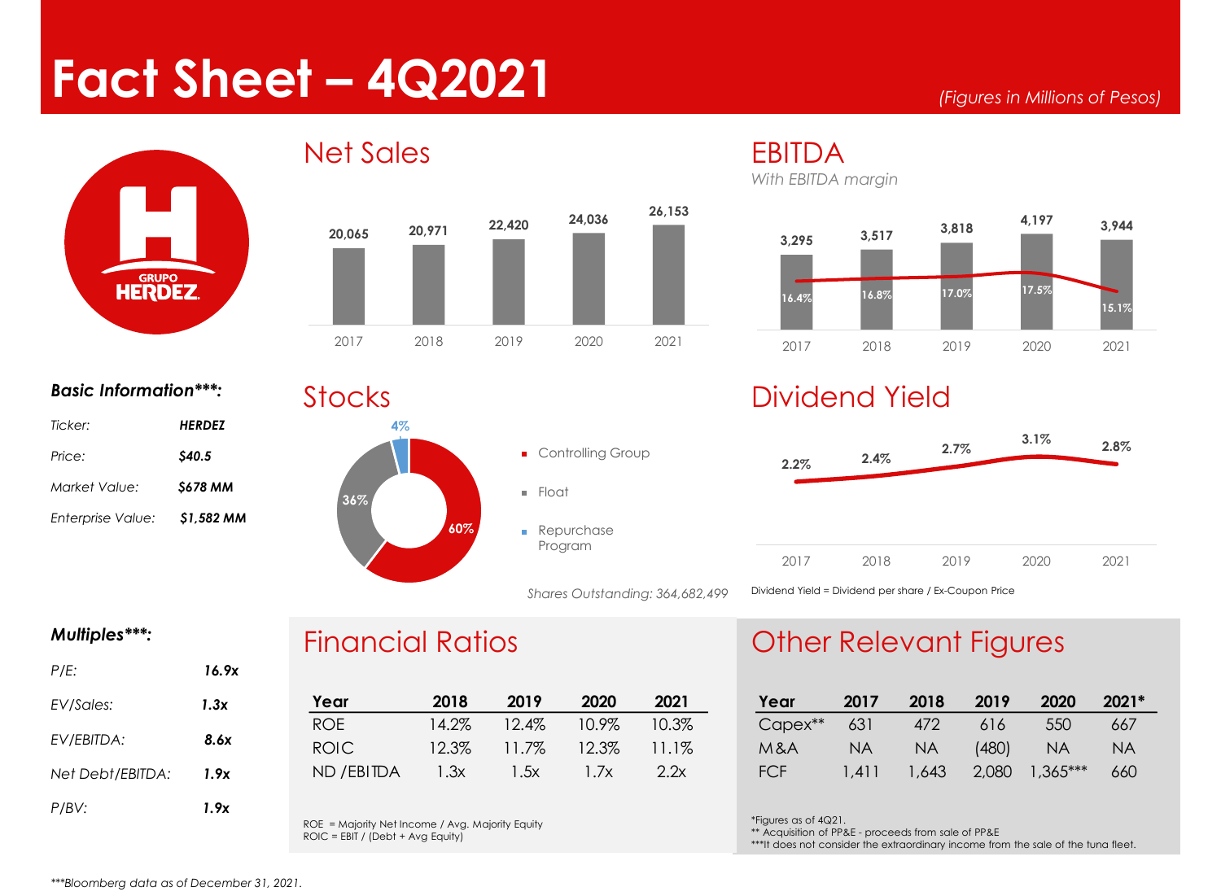# Fact Sheet – 4Q2021

*(Figures in Millions of Pesos)*

## Net Sales

| Year | 2017 | 2018 | 2019 | 2020 | 2021 |
|---|---|---|---|---|---|
| Net Sales | 20,065 | 20,971 | 22,420 | 24,036 | 26,153 |

## EBITDA

*With EBITDA margin*

| Year | 2017 | 2018 | 2019 | 2020 | 2021 |
|---|---|---|---|---|---|
| EBITDA | 3,295 | 3,517 | 3,818 | 4,197 | 3,944 |
| EBITDA margin | 16.4% | 16.8% | 17.0% | 17.5% | 15.1% |

### *Basic Information\*\*\*:*

| | |
|---|---|
| *Ticker:* | ***HERDEZ*** |
| *Price:* | ***$40.5*** |
| *Market Value:* | ***$678 MM*** |
| *Enterprise Value:* | ***$1,582 MM*** |

## Stocks

| | |
|---|---|
| Controlling Group | 60% |
| Float | 36% |
| Repurchase Program | 4% |

*Shares Outstanding: 364,682,499*

## Dividend Yield

| Year | 2017 | 2018 | 2019 | 2020 | 2021 |
|---|---|---|---|---|---|
| Dividend Yield | 2.2% | 2.4% | 2.7% | 3.1% | 2.8% |

Dividend Yield = Dividend per share / Ex-Coupon Price

### *Multiples\*\*\*:*

| | |
|---|---|
| *P/E:* | ***16.9x*** |
| *EV/Sales:* | ***1.3x*** |
| *EV/EBITDA:* | ***8.6x*** |
| *Net Debt/EBITDA:* | ***1.9x*** |
| *P/BV:* | ***1.9x*** |

## Financial Ratios

| Year | 2018 | 2019 | 2020 | 2021 |
|---|---|---|---|---|
| ROE | 14.2% | 12.4% | 10.9% | 10.3% |
| ROIC | 12.3% | 11.7% | 12.3% | 11.1% |
| ND /EBITDA | 1.3x | 1.5x | 1.7x | 2.2x |

ROE = Majority Net Income / Avg. Majority Equity
ROIC = EBIT / (Debt + Avg Equity)

## Other Relevant Figures

| Year | 2017 | 2018 | 2019 | 2020 | 2021* |
|---|---|---|---|---|---|
| Capex** | 631 | 472 | 616 | 550 | 667 |
| M&A | NA | NA | (480) | NA | NA |
| FCF | 1,411 | 1,643 | 2,080 | 1,365*** | 660 |

*Figures as of 4Q21.
** Acquisition of PP&E - proceeds from sale of PP&E
***It does not consider the extraordinary income from the sale of the tuna fleet.

*\*\*\*Bloomberg data as of December 31, 2021.*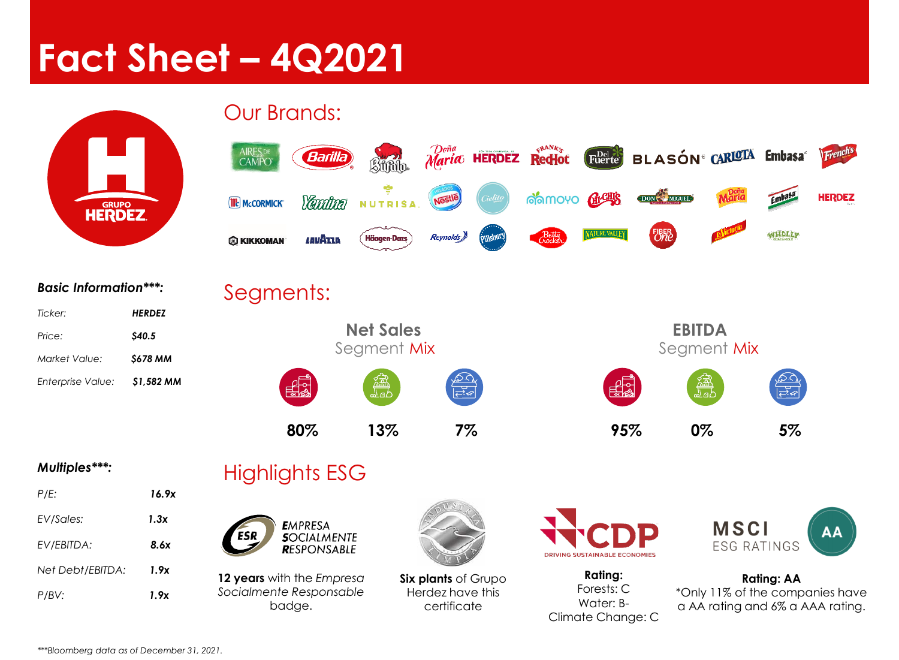# Fact Sheet – 4Q2021

## Our Brands:

AIRES DE CAMPO, Barilla, Búfalo, Doña María, HERDEZ, Frank's RedHot, Del Fuerte, BLASÓN, CARLOTA, Embasa, French's, McCORMICK, Yemina, NUTRISA, Nestlé, Cielito, moyo, Chi-Chi's, DON MIGUEL, Doña María, Embasa, HERDEZ, KIKKOMAN, LAVAZZA, Häagen-Dazs, Reynolds, Pillsbury, Betty Crocker, NATURE VALLEY, FIBER ONE, La Victoria, WHOLLY

### Basic Information***:

| | |
|---|---|
| *Ticker:* | ***HERDEZ*** |
| *Price:* | ***$40.5*** |
| *Market Value:* | ***$678 MM*** |
| *Enterprise Value:* | ***$1,582 MM*** |

## Segments:

**Net Sales**
Segment Mix

80%
13%
7%

**EBITDA**
Segment Mix

95%
0%
5%

### Multiples***:

| | |
|---|---|
| *P/E:* | ***16.9x*** |
| *EV/Sales:* | ***1.3x*** |
| *EV/EBITDA:* | ***8.6x*** |
| *Net Debt/EBITDA:* | ***1.9x*** |
| *P/BV:* | ***1.9x*** |

## Highlights ESG

ESR *EMPRESA SOCIALMENTE RESPONSABLE*

**12 years** with the *Empresa Socialmente Responsable* badge.

INDUSTRIA LIMPIA

**Six plants** of Grupo Herdez have this certificate

CDP DRIVING SUSTAINABLE ECONOMIES

**Rating:**
Forests: C
Water: B-
Climate Change: C

MSCI ESG RATINGS AA

**Rating: AA**
*Only 11% of the companies have a AA rating and 6% a AAA rating.

****Bloomberg data as of December 31, 2021.*